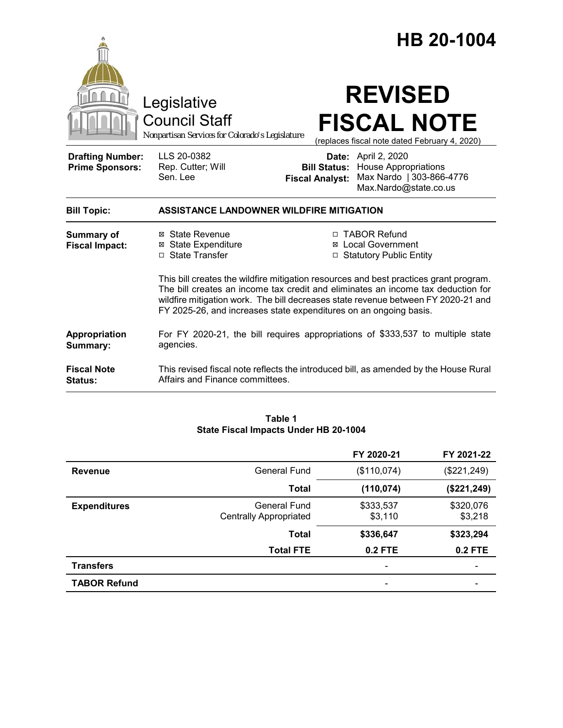# HB 20-1004

Legislative Council Staff

*Nonpartisan Services for Colorado's Legislature*

# REVISED FISCAL NOTE

(replaces fiscal note dated February 4, 2020)

| | | | |
|---|---|---|---|
| **Drafting Number:** | LLS 20-0382 | **Date:** | April 2, 2020 |
| **Prime Sponsors:** | Rep. Cutter; Will<br>Sen. Lee | **Bill Status:** | House Appropriations |
| | | **Fiscal Analyst:** | Max Nardo \| 303-866-4776<br>Max.Nardo@state.co.us |

**Bill Topic:** **ASSISTANCE LANDOWNER WILDFIRE MITIGATION**

**Summary of Fiscal Impact:**

- ☒ State Revenue
- ☒ State Expenditure
- ☐ State Transfer
- ☐ TABOR Refund
- ☒ Local Government
- ☐ Statutory Public Entity

This bill creates the wildfire mitigation resources and best practices grant program. The bill creates an income tax credit and eliminates an income tax deduction for wildfire mitigation work. The bill decreases state revenue between FY 2020-21 and FY 2025-26, and increases state expenditures on an ongoing basis.

**Appropriation Summary:** For FY 2020-21, the bill requires appropriations of $333,537 to multiple state agencies.

**Fiscal Note Status:** This revised fiscal note reflects the introduced bill, as amended by the House Rural Affairs and Finance committees.

**Table 1**
**State Fiscal Impacts Under HB 20-1004**

| | | FY 2020-21 | FY 2021-22 |
|---|---|---|---|
| **Revenue** | General Fund | ($110,074) | ($221,249) |
| | **Total** | **(110,074)** | **($221,249)** |
| **Expenditures** | General Fund<br>Centrally Appropriated | $333,537<br>$3,110 | $320,076<br>$3,218 |
| | **Total** | **$336,647** | **$323,294** |
| | **Total FTE** | **0.2 FTE** | **0.2 FTE** |
| **Transfers** | | - | - |
| **TABOR Refund** | | - | - |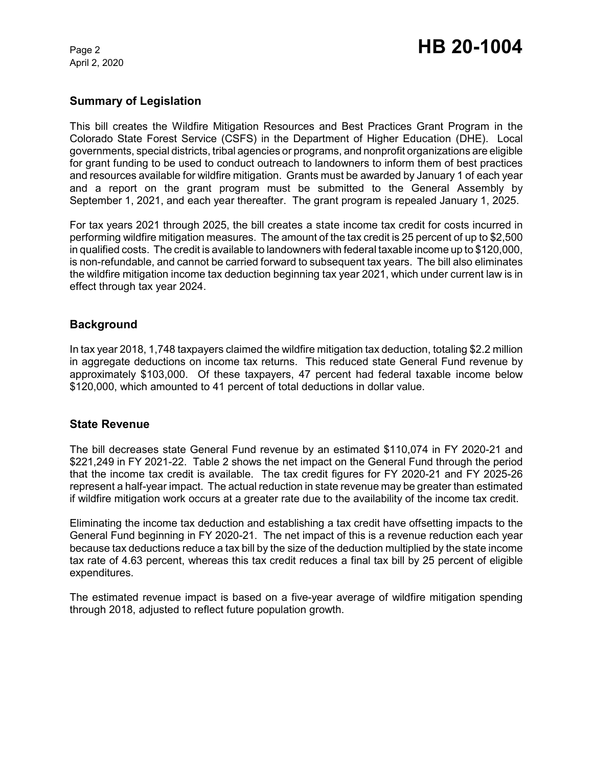## Summary of Legislation

This bill creates the Wildfire Mitigation Resources and Best Practices Grant Program in the Colorado State Forest Service (CSFS) in the Department of Higher Education (DHE). Local governments, special districts, tribal agencies or programs, and nonprofit organizations are eligible for grant funding to be used to conduct outreach to landowners to inform them of best practices and resources available for wildfire mitigation. Grants must be awarded by January 1 of each year and a report on the grant program must be submitted to the General Assembly by September 1, 2021, and each year thereafter. The grant program is repealed January 1, 2025.

For tax years 2021 through 2025, the bill creates a state income tax credit for costs incurred in performing wildfire mitigation measures. The amount of the tax credit is 25 percent of up to $2,500 in qualified costs. The credit is available to landowners with federal taxable income up to $120,000, is non-refundable, and cannot be carried forward to subsequent tax years. The bill also eliminates the wildfire mitigation income tax deduction beginning tax year 2021, which under current law is in effect through tax year 2024.

## Background

In tax year 2018, 1,748 taxpayers claimed the wildfire mitigation tax deduction, totaling $2.2 million in aggregate deductions on income tax returns. This reduced state General Fund revenue by approximately $103,000. Of these taxpayers, 47 percent had federal taxable income below $120,000, which amounted to 41 percent of total deductions in dollar value.

## State Revenue

The bill decreases state General Fund revenue by an estimated $110,074 in FY 2020-21 and $221,249 in FY 2021-22. Table 2 shows the net impact on the General Fund through the period that the income tax credit is available. The tax credit figures for FY 2020-21 and FY 2025-26 represent a half-year impact. The actual reduction in state revenue may be greater than estimated if wildfire mitigation work occurs at a greater rate due to the availability of the income tax credit.

Eliminating the income tax deduction and establishing a tax credit have offsetting impacts to the General Fund beginning in FY 2020-21. The net impact of this is a revenue reduction each year because tax deductions reduce a tax bill by the size of the deduction multiplied by the state income tax rate of 4.63 percent, whereas this tax credit reduces a final tax bill by 25 percent of eligible expenditures.

The estimated revenue impact is based on a five-year average of wildfire mitigation spending through 2018, adjusted to reflect future population growth.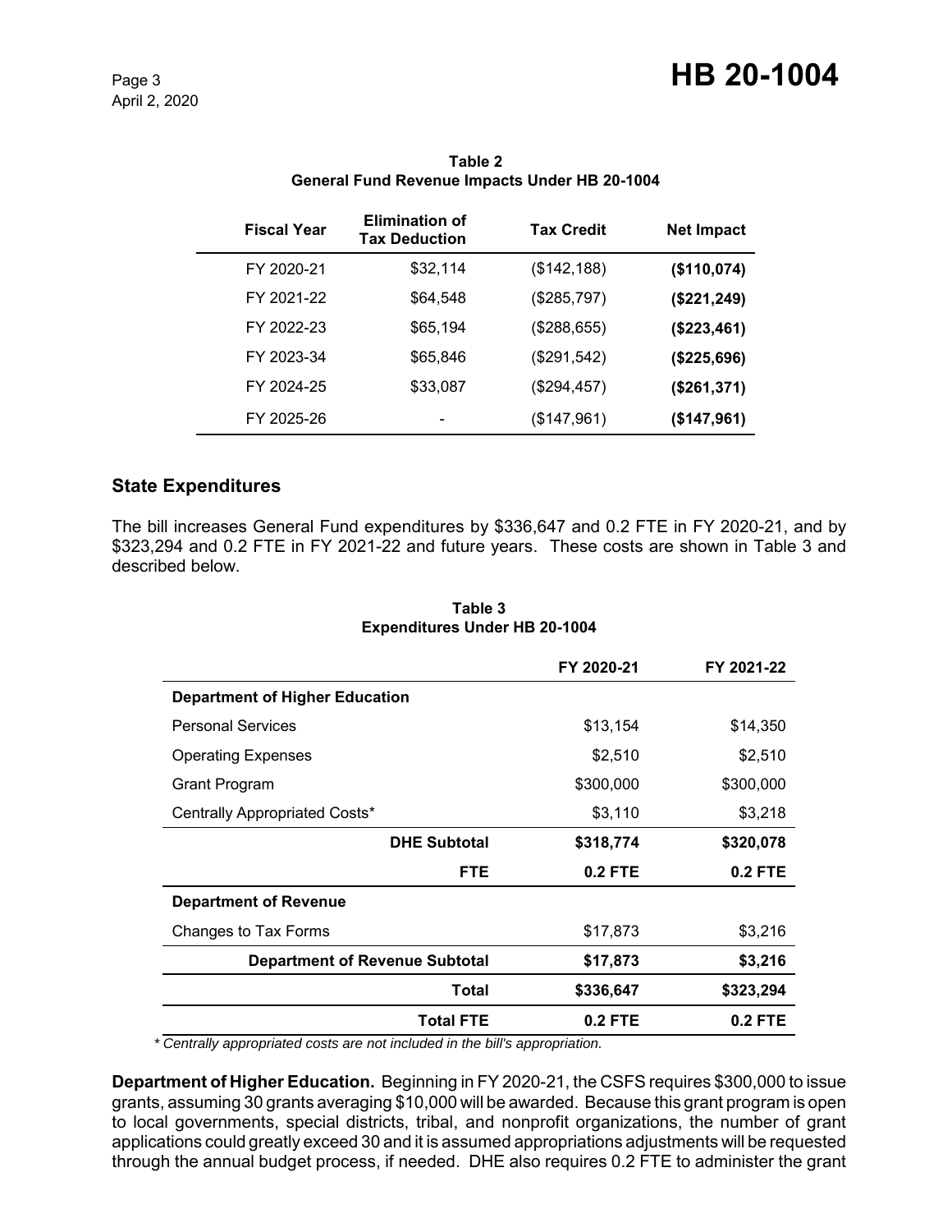**Table 2**
**General Fund Revenue Impacts Under HB 20-1004**

| Fiscal Year | Elimination of Tax Deduction | Tax Credit | Net Impact |
|---|---|---|---|
| FY 2020-21 | $32,114 | ($142,188) | **($110,074)** |
| FY 2021-22 | $64,548 | ($285,797) | **($221,249)** |
| FY 2022-23 | $65,194 | ($288,655) | **($223,461)** |
| FY 2023-34 | $65,846 | ($291,542) | **($225,696)** |
| FY 2024-25 | $33,087 | ($294,457) | **($261,371)** |
| FY 2025-26 | - | ($147,961) | **($147,961)** |

## State Expenditures

The bill increases General Fund expenditures by $336,647 and 0.2 FTE in FY 2020-21, and by $323,294 and 0.2 FTE in FY 2021-22 and future years. These costs are shown in Table 3 and described below.

**Table 3**
**Expenditures Under HB 20-1004**

| | FY 2020-21 | FY 2021-22 |
|---|---|---|
| **Department of Higher Education** | | |
| Personal Services | $13,154 | $14,350 |
| Operating Expenses | $2,510 | $2,510 |
| Grant Program | $300,000 | $300,000 |
| Centrally Appropriated Costs* | $3,110 | $3,218 |
| **DHE Subtotal** | **$318,774** | **$320,078** |
| **FTE** | **0.2 FTE** | **0.2 FTE** |
| **Department of Revenue** | | |
| Changes to Tax Forms | $17,873 | $3,216 |
| **Department of Revenue Subtotal** | **$17,873** | **$3,216** |
| **Total** | **$336,647** | **$323,294** |
| **Total FTE** | **0.2 FTE** | **0.2 FTE** |

*\* Centrally appropriated costs are not included in the bill's appropriation.*

**Department of Higher Education.** Beginning in FY 2020-21, the CSFS requires $300,000 to issue grants, assuming 30 grants averaging $10,000 will be awarded. Because this grant program is open to local governments, special districts, tribal, and nonprofit organizations, the number of grant applications could greatly exceed 30 and it is assumed appropriations adjustments will be requested through the annual budget process, if needed. DHE also requires 0.2 FTE to administer the grant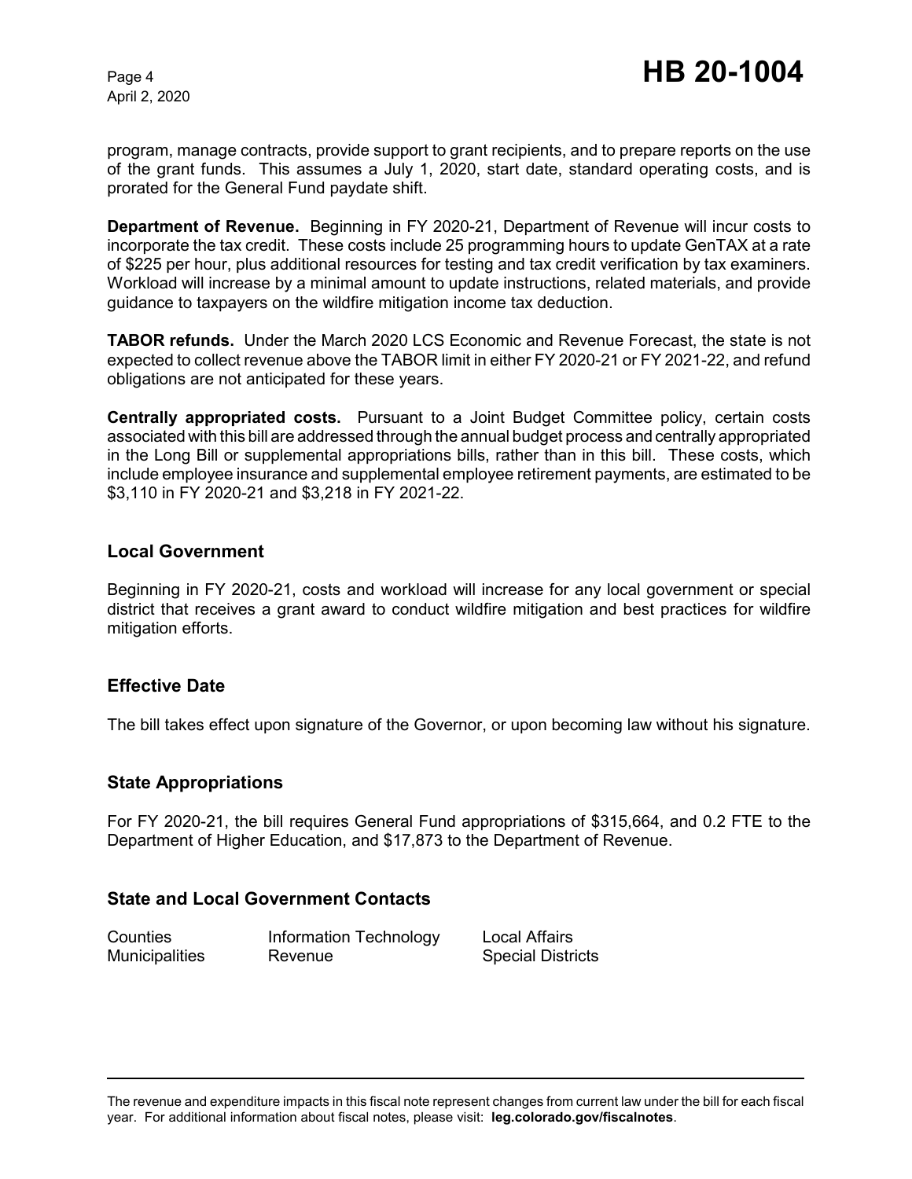program, manage contracts, provide support to grant recipients, and to prepare reports on the use of the grant funds. This assumes a July 1, 2020, start date, standard operating costs, and is prorated for the General Fund paydate shift.

**Department of Revenue.** Beginning in FY 2020-21, Department of Revenue will incur costs to incorporate the tax credit. These costs include 25 programming hours to update GenTAX at a rate of $225 per hour, plus additional resources for testing and tax credit verification by tax examiners. Workload will increase by a minimal amount to update instructions, related materials, and provide guidance to taxpayers on the wildfire mitigation income tax deduction.

**TABOR refunds.** Under the March 2020 LCS Economic and Revenue Forecast, the state is not expected to collect revenue above the TABOR limit in either FY 2020-21 or FY 2021-22, and refund obligations are not anticipated for these years.

**Centrally appropriated costs.** Pursuant to a Joint Budget Committee policy, certain costs associated with this bill are addressed through the annual budget process and centrally appropriated in the Long Bill or supplemental appropriations bills, rather than in this bill. These costs, which include employee insurance and supplemental employee retirement payments, are estimated to be $3,110 in FY 2020-21 and $3,218 in FY 2021-22.

## Local Government

Beginning in FY 2020-21, costs and workload will increase for any local government or special district that receives a grant award to conduct wildfire mitigation and best practices for wildfire mitigation efforts.

## Effective Date

The bill takes effect upon signature of the Governor, or upon becoming law without his signature.

## State Appropriations

For FY 2020-21, the bill requires General Fund appropriations of $315,664, and 0.2 FTE to the Department of Higher Education, and $17,873 to the Department of Revenue.

## State and Local Government Contacts

| | | |
|---|---|---|
| Counties | Information Technology | Local Affairs |
| Municipalities | Revenue | Special Districts |

The revenue and expenditure impacts in this fiscal note represent changes from current law under the bill for each fiscal year. For additional information about fiscal notes, please visit: **leg.colorado.gov/fiscalnotes**.